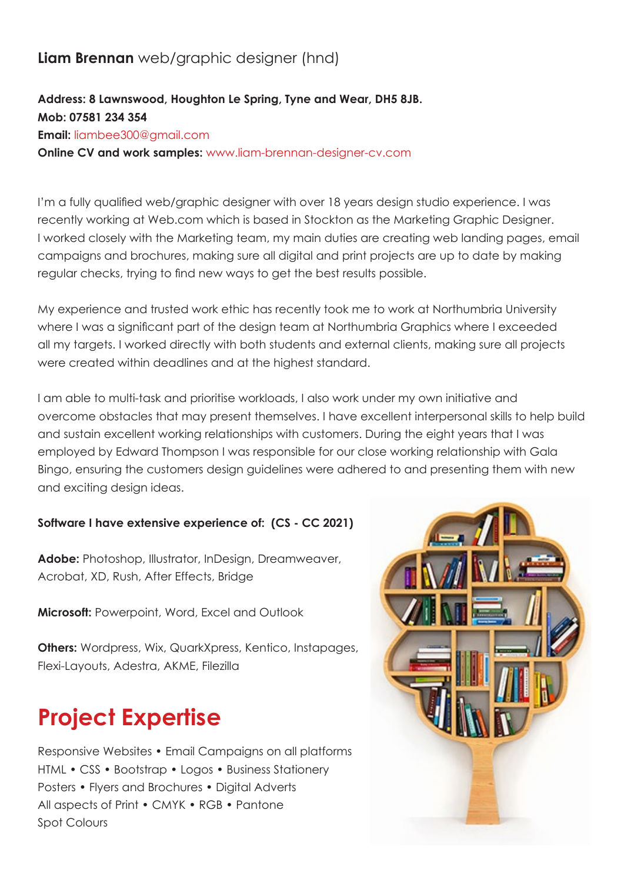**Liam Brennan** web/graphic designer (hnd)

**Address: 8 Lawnswood, Houghton Le Spring, Tyne and Wear, DH5 8JB.**
**Mob: 07581 234 354**
**Email:** liambee300@gmail.com
**Online CV and work samples:** www.liam-brennan-designer-cv.com

I'm a fully qualified web/graphic designer with over 18 years design studio experience. I was recently working at Web.com which is based in Stockton as the Marketing Graphic Designer. I worked closely with the Marketing team, my main duties are creating web landing pages, email campaigns and brochures, making sure all digital and print projects are up to date by making regular checks, trying to find new ways to get the best results possible.

My experience and trusted work ethic has recently took me to work at Northumbria University where I was a significant part of the design team at Northumbria Graphics where I exceeded all my targets. I worked directly with both students and external clients, making sure all projects were created within deadlines and at the highest standard.

I am able to multi-task and prioritise workloads, I also work under my own initiative and overcome obstacles that may present themselves. I have excellent interpersonal skills to help build and sustain excellent working relationships with customers. During the eight years that I was employed by Edward Thompson I was responsible for our close working relationship with Gala Bingo, ensuring the customers design guidelines were adhered to and presenting them with new and exciting design ideas.

**Software I have extensive experience of: (CS - CC 2021)**

**Adobe:** Photoshop, Illustrator, InDesign, Dreamweaver, Acrobat, XD, Rush, After Effects, Bridge

**Microsoft:** Powerpoint, Word, Excel and Outlook

**Others:** Wordpress, Wix, QuarkXpress, Kentico, Instapages, Flexi-Layouts, Adestra, AKME, Filezilla

# Project Expertise

Responsive Websites • Email Campaigns on all platforms
HTML • CSS • Bootstrap • Logos • Business Stationery
Posters • Flyers and Brochures • Digital Adverts
All aspects of Print • CMYK • RGB • Pantone
Spot Colours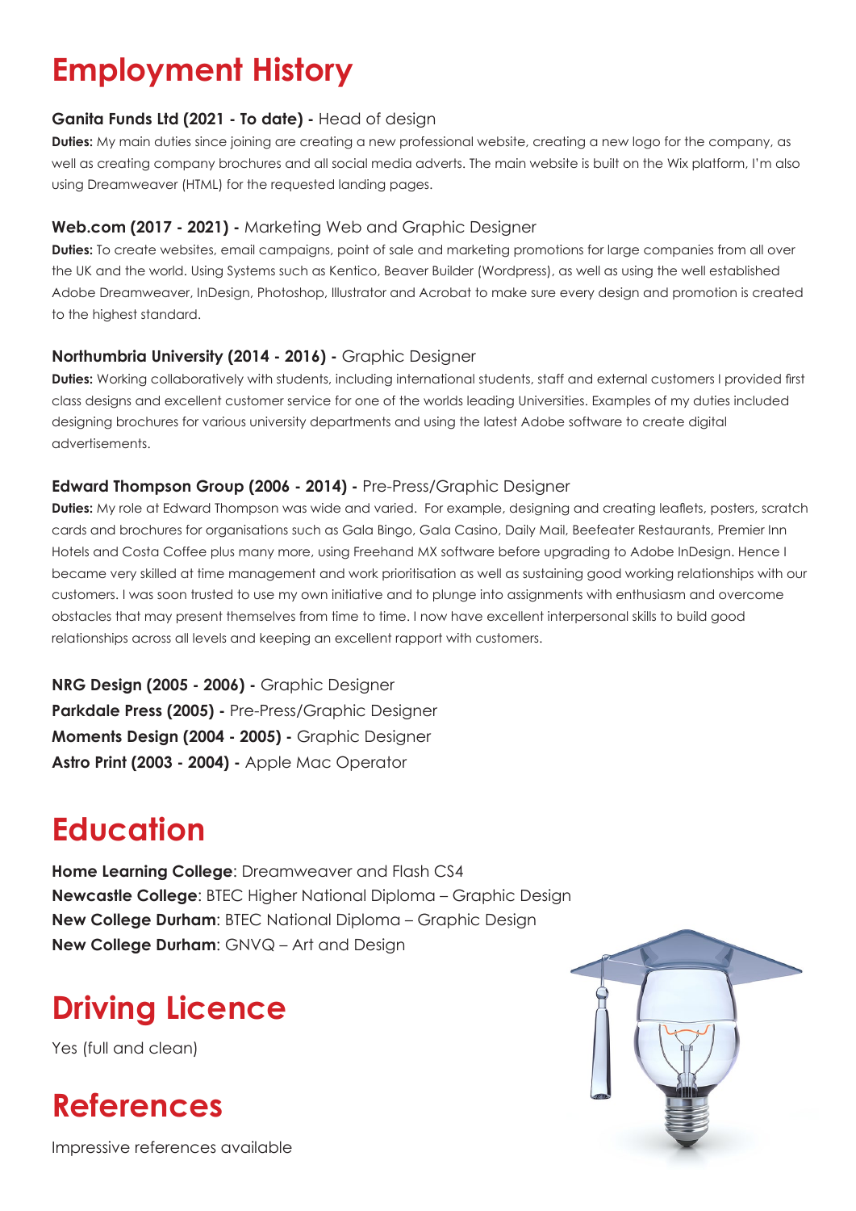# Employment History

**Ganita Funds Ltd (2021 - To date) -** Head of design

**Duties:** My main duties since joining are creating a new professional website, creating a new logo for the company, as well as creating company brochures and all social media adverts. The main website is built on the Wix platform, I'm also using Dreamweaver (HTML) for the requested landing pages.

**Web.com (2017 - 2021) -** Marketing Web and Graphic Designer

**Duties:** To create websites, email campaigns, point of sale and marketing promotions for large companies from all over the UK and the world. Using Systems such as Kentico, Beaver Builder (Wordpress), as well as using the well established Adobe Dreamweaver, InDesign, Photoshop, Illustrator and Acrobat to make sure every design and promotion is created to the highest standard.

**Northumbria University (2014 - 2016) -** Graphic Designer

**Duties:** Working collaboratively with students, including international students, staff and external customers I provided first class designs and excellent customer service for one of the worlds leading Universities. Examples of my duties included designing brochures for various university departments and using the latest Adobe software to create digital advertisements.

**Edward Thompson Group (2006 - 2014) -** Pre-Press/Graphic Designer

**Duties:** My role at Edward Thompson was wide and varied. For example, designing and creating leaflets, posters, scratch cards and brochures for organisations such as Gala Bingo, Gala Casino, Daily Mail, Beefeater Restaurants, Premier Inn Hotels and Costa Coffee plus many more, using Freehand MX software before upgrading to Adobe InDesign. Hence I became very skilled at time management and work prioritisation as well as sustaining good working relationships with our customers. I was soon trusted to use my own initiative and to plunge into assignments with enthusiasm and overcome obstacles that may present themselves from time to time. I now have excellent interpersonal skills to build good relationships across all levels and keeping an excellent rapport with customers.

**NRG Design (2005 - 2006) -** Graphic Designer
**Parkdale Press (2005) -** Pre-Press/Graphic Designer
**Moments Design (2004 - 2005) -** Graphic Designer
**Astro Print (2003 - 2004) -** Apple Mac Operator

# Education

**Home Learning College**: Dreamweaver and Flash CS4
**Newcastle College**: BTEC Higher National Diploma – Graphic Design
**New College Durham**: BTEC National Diploma – Graphic Design
**New College Durham**: GNVQ – Art and Design

# Driving Licence

Yes (full and clean)

# References

Impressive references available